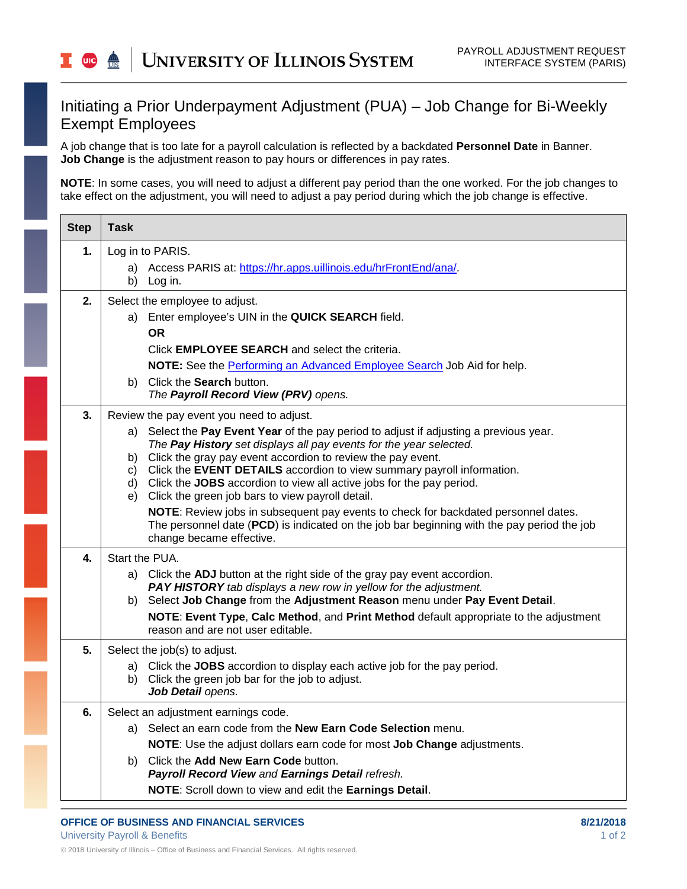# Initiating a Prior Underpayment Adjustment (PUA) – Job Change for Bi-Weekly Exempt Employees

A job change that is too late for a payroll calculation is reflected by a backdated **Personnel Date** in Banner. **Job Change** is the adjustment reason to pay hours or differences in pay rates.

**NOTE**: In some cases, you will need to adjust a different pay period than the one worked. For the job changes to take effect on the adjustment, you will need to adjust a pay period during which the job change is effective.

| Step | Task |
|---|---|
| **1.** | Log in to PARIS.<br>a) Access PARIS at: [https://hr.apps.uillinois.edu/hrFrontEnd/ana/](https://hr.apps.uillinois.edu/hrFrontEnd/ana/).<br>b) Log in. |
| **2.** | Select the employee to adjust.<br>a) Enter employee's UIN in the **QUICK SEARCH** field.<br>**OR**<br>Click **EMPLOYEE SEARCH** and select the criteria.<br>**NOTE:** See the Performing an Advanced Employee Search Job Aid for help.<br>b) Click the **Search** button.<br>*The **Payroll Record View (PRV)** opens.* |
| **3.** | Review the pay event you need to adjust.<br>a) Select the **Pay Event Year** of the pay period to adjust if adjusting a previous year.<br>*The **Pay History** set displays all pay events for the year selected.*<br>b) Click the gray pay event accordion to review the pay event.<br>c) Click the **EVENT DETAILS** accordion to view summary payroll information.<br>d) Click the **JOBS** accordion to view all active jobs for the pay period.<br>e) Click the green job bars to view payroll detail.<br>**NOTE**: Review jobs in subsequent pay events to check for backdated personnel dates. The personnel date (**PCD**) is indicated on the job bar beginning with the pay period the job change became effective. |
| **4.** | Start the PUA.<br>a) Click the **ADJ** button at the right side of the gray pay event accordion.<br>***PAY HISTORY** tab displays a new row in yellow for the adjustment.*<br>b) Select **Job Change** from the **Adjustment Reason** menu under **Pay Event Detail**.<br>**NOTE**: **Event Type**, **Calc Method**, and **Print Method** default appropriate to the adjustment reason and are not user editable. |
| **5.** | Select the job(s) to adjust.<br>a) Click the **JOBS** accordion to display each active job for the pay period.<br>b) Click the green job bar for the job to adjust.<br>***Job Detail** opens.* |
| **6.** | Select an adjustment earnings code.<br>a) Select an earn code from the **New Earn Code Selection** menu.<br>**NOTE**: Use the adjust dollars earn code for most **Job Change** adjustments.<br>b) Click the **Add New Earn Code** button.<br>***Payroll Record View** and **Earnings Detail** refresh.*<br>**NOTE**: Scroll down to view and edit the **Earnings Detail**. |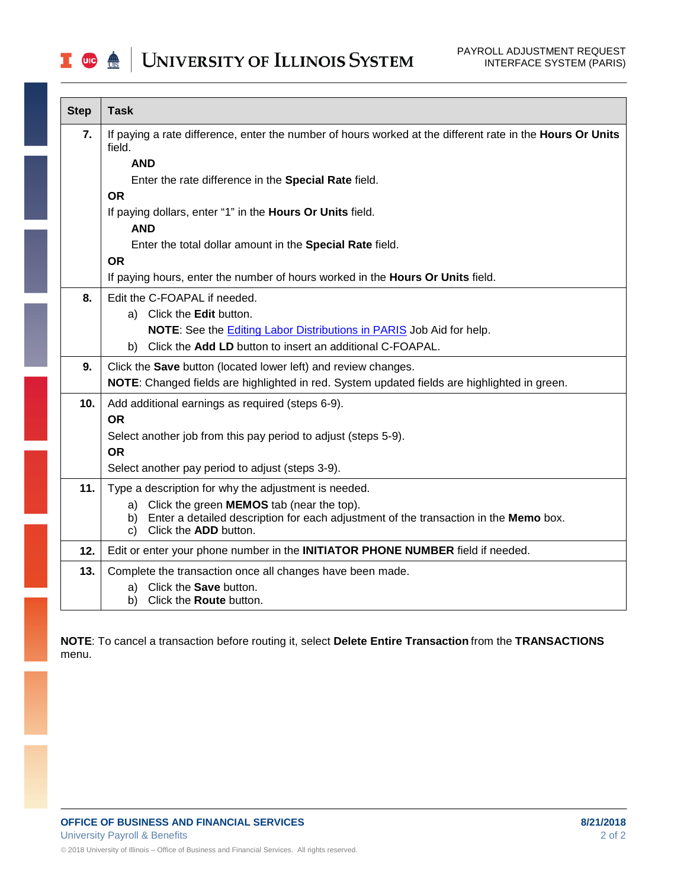| Step | Task |
|---|---|
| **7.** | If paying a rate difference, enter the number of hours worked at the different rate in the **Hours Or Units** field.<br>**AND**<br>Enter the rate difference in the **Special Rate** field.<br>**OR**<br>If paying dollars, enter "1" in the **Hours Or Units** field.<br>**AND**<br>Enter the total dollar amount in the **Special Rate** field.<br>**OR**<br>If paying hours, enter the number of hours worked in the **Hours Or Units** field. |
| **8.** | Edit the C-FOAPAL if needed.<br>a) Click the **Edit** button.<br>**NOTE**: See the [Editing Labor Distributions in PARIS]() Job Aid for help.<br>b) Click the **Add LD** button to insert an additional C-FOAPAL. |
| **9.** | Click the **Save** button (located lower left) and review changes.<br>**NOTE**: Changed fields are highlighted in red. System updated fields are highlighted in green. |
| **10.** | Add additional earnings as required (steps 6-9).<br>**OR**<br>Select another job from this pay period to adjust (steps 5-9).<br>**OR**<br>Select another pay period to adjust (steps 3-9). |
| **11.** | Type a description for why the adjustment is needed.<br>a) Click the green **MEMOS** tab (near the top).<br>b) Enter a detailed description for each adjustment of the transaction in the **Memo** box.<br>c) Click the **ADD** button. |
| **12.** | Edit or enter your phone number in the **INITIATOR PHONE NUMBER** field if needed. |
| **13.** | Complete the transaction once all changes have been made.<br>a) Click the **Save** button.<br>b) Click the **Route** button. |

**NOTE**: To cancel a transaction before routing it, select **Delete Entire Transaction** from the **TRANSACTIONS** menu.